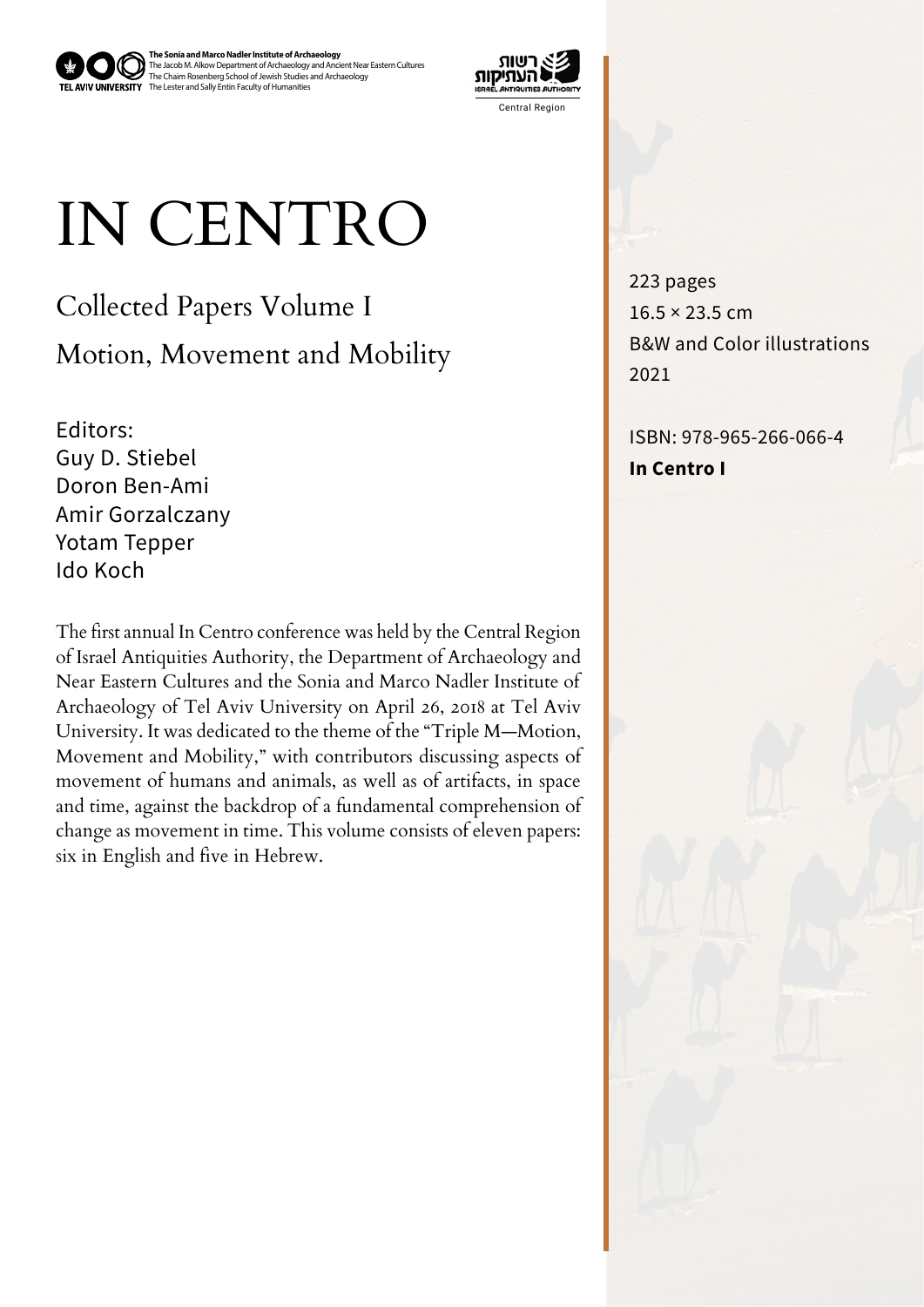**The Sonia and Marco Nadler Institute of Archaeology**
The Jacob M. Alkow Department of Archaeology and Ancient Near Eastern Cultures
The Chaim Rosenberg School of Jewish Studies and Archaeology
The Lester and Sally Entin Faculty of Humanities

TEL AVIV UNIVERSITY

רשות העתיקות
ISRAEL ANTIQUITIES AUTHORITY
Central Region

# IN CENTRO

## Collected Papers Volume I

## Motion, Movement and Mobility

Editors:
Guy D. Stiebel
Doron Ben-Ami
Amir Gorzalczany
Yotam Tepper
Ido Koch

The first annual In Centro conference was held by the Central Region of Israel Antiquities Authority, the Department of Archaeology and Near Eastern Cultures and the Sonia and Marco Nadler Institute of Archaeology of Tel Aviv University on April 26, 2018 at Tel Aviv University. It was dedicated to the theme of the "Triple M—Motion, Movement and Mobility," with contributors discussing aspects of movement of humans and animals, as well as of artifacts, in space and time, against the backdrop of a fundamental comprehension of change as movement in time. This volume consists of eleven papers: six in English and five in Hebrew.

223 pages
16.5 × 23.5 cm
B&W and Color illustrations
2021

ISBN: 978-965-266-066-4
**In Centro I**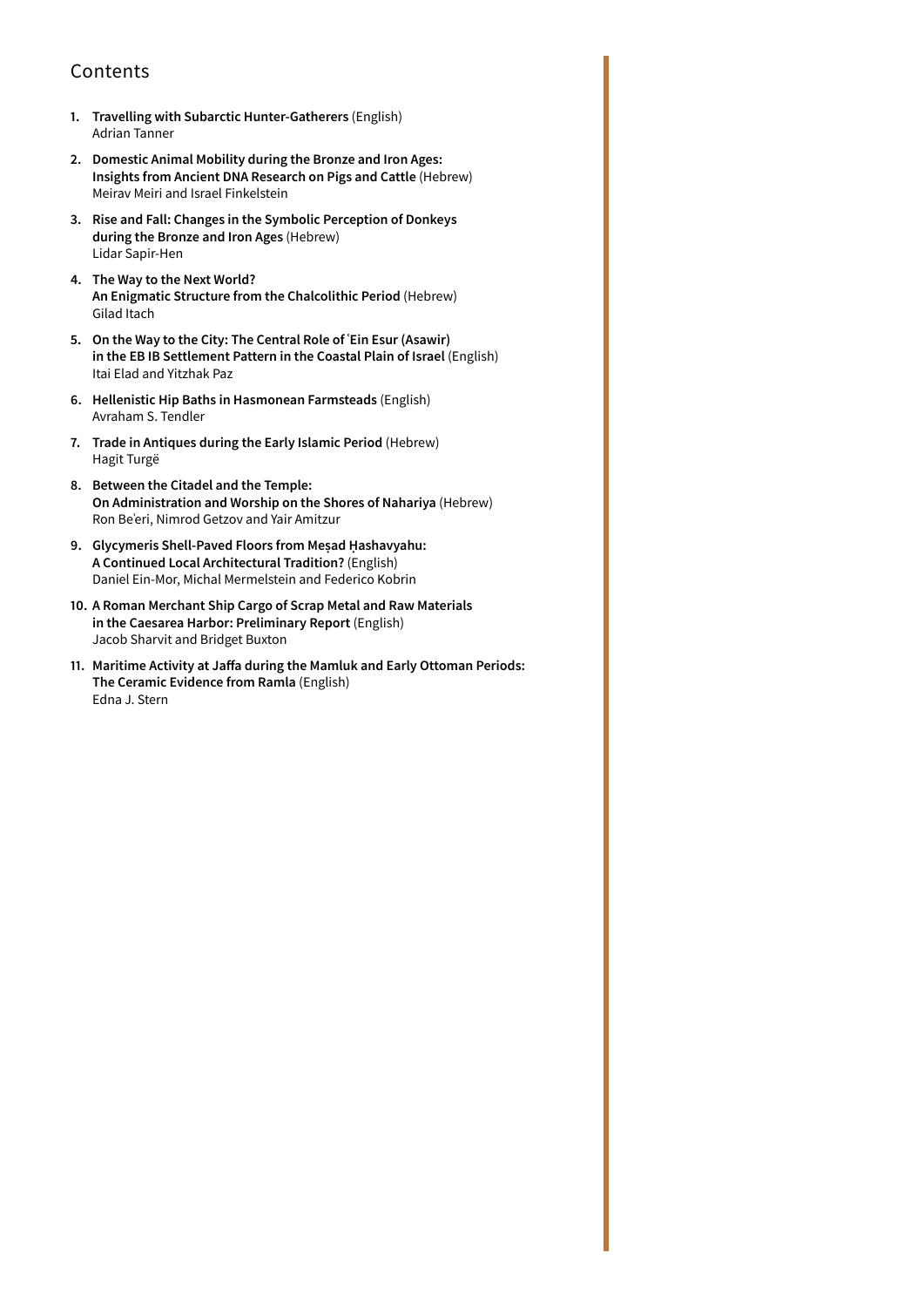## Contents

1. **Travelling with Subarctic Hunter-Gatherers** (English)  
   Adrian Tanner

2. **Domestic Animal Mobility during the Bronze and Iron Ages: Insights from Ancient DNA Research on Pigs and Cattle** (Hebrew)  
   Meirav Meiri and Israel Finkelstein

3. **Rise and Fall: Changes in the Symbolic Perception of Donkeys during the Bronze and Iron Ages** (Hebrew)  
   Lidar Sapir-Hen

4. **The Way to the Next World? An Enigmatic Structure from the Chalcolithic Period** (Hebrew)  
   Gilad Itach

5. **On the Way to the City: The Central Role of ʿEin Esur (Asawir) in the EB IB Settlement Pattern in the Coastal Plain of Israel** (English)  
   Itai Elad and Yitzhak Paz

6. **Hellenistic Hip Baths in Hasmonean Farmsteads** (English)  
   Avraham S. Tendler

7. **Trade in Antiques during the Early Islamic Period** (Hebrew)  
   Hagit Turgë

8. **Between the Citadel and the Temple: On Administration and Worship on the Shores of Nahariya** (Hebrew)  
   Ron Be'eri, Nimrod Getzov and Yair Amitzur

9. **Glycymeris Shell-Paved Floors from Meṣad Ḥashavyahu: A Continued Local Architectural Tradition?** (English)  
   Daniel Ein-Mor, Michal Mermelstein and Federico Kobrin

10. **A Roman Merchant Ship Cargo of Scrap Metal and Raw Materials in the Caesarea Harbor: Preliminary Report** (English)  
    Jacob Sharvit and Bridget Buxton

11. **Maritime Activity at Jaffa during the Mamluk and Early Ottoman Periods: The Ceramic Evidence from Ramla** (English)  
    Edna J. Stern